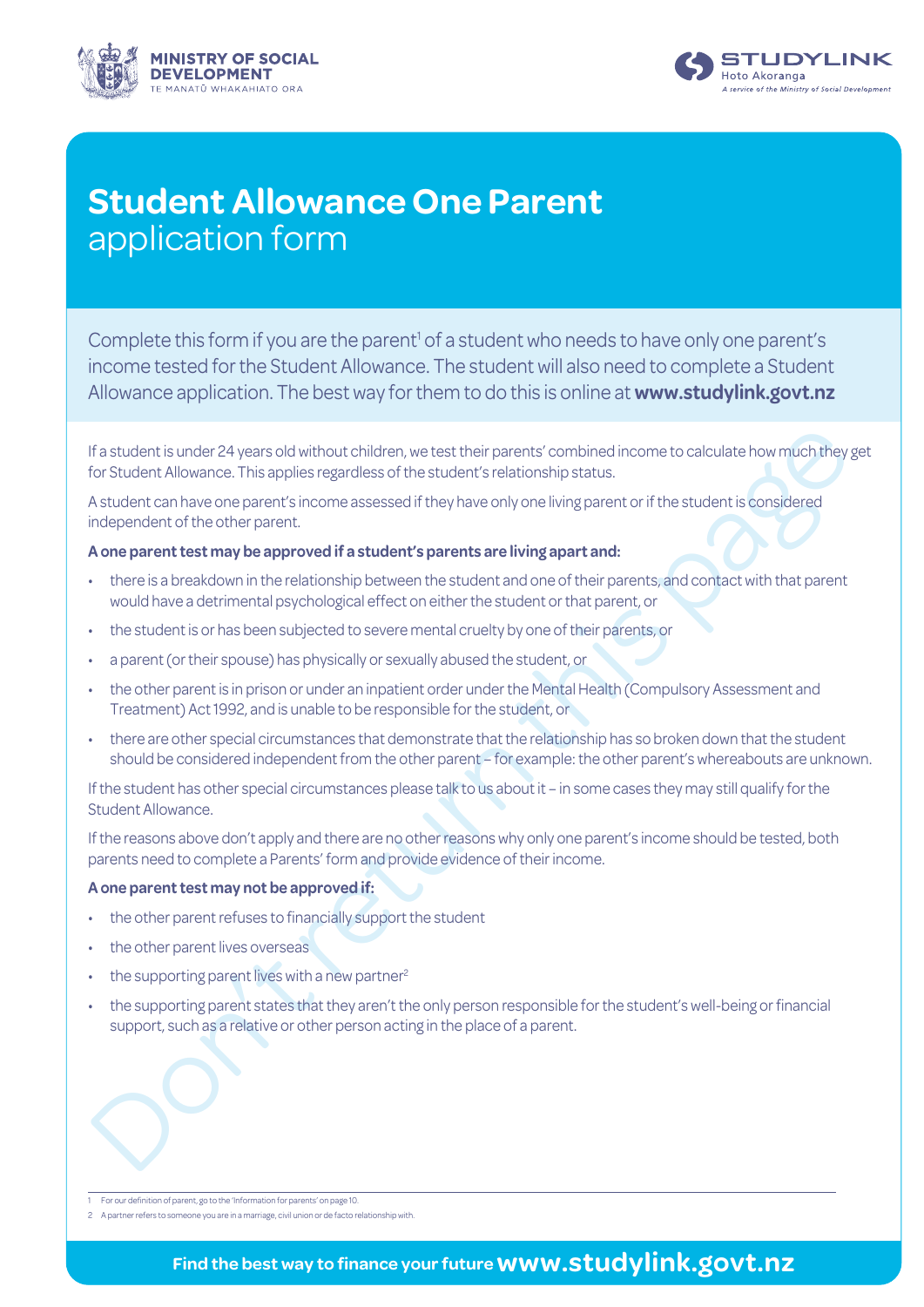MINISTRY OF SOCIAL DEVELOPMENT
TE MANATŪ WHAKAHIATO ORA

STUDYLINK
Hoto Akoranga
*A service of the Ministry of Social Development*

# Student Allowance One Parent application form

Complete this form if you are the parent[1] of a student who needs to have only one parent's income tested for the Student Allowance. The student will also need to complete a Student Allowance application. The best way for them to do this is online at **www.studylink.govt.nz**

If a student is under 24 years old without children, we test their parents' combined income to calculate how much they get for Student Allowance. This applies regardless of the student's relationship status.

A student can have one parent's income assessed if they have only one living parent or if the student is considered independent of the other parent.

**A one parent test may be approved if a student's parents are living apart and:**

- there is a breakdown in the relationship between the student and one of their parents, and contact with that parent would have a detrimental psychological effect on either the student or that parent, or
- the student is or has been subjected to severe mental cruelty by one of their parents, or
- a parent (or their spouse) has physically or sexually abused the student, or
- the other parent is in prison or under an inpatient order under the Mental Health (Compulsory Assessment and Treatment) Act 1992, and is unable to be responsible for the student, or
- there are other special circumstances that demonstrate that the relationship has so broken down that the student should be considered independent from the other parent – for example: the other parent's whereabouts are unknown.

If the student has other special circumstances please talk to us about it – in some cases they may still qualify for the Student Allowance.

If the reasons above don't apply and there are no other reasons why only one parent's income should be tested, both parents need to complete a Parents' form and provide evidence of their income.

**A one parent test may not be approved if:**

- the other parent refuses to financially support the student
- the other parent lives overseas
- the supporting parent lives with a new partner[2]
- the supporting parent states that they aren't the only person responsible for the student's well-being or financial support, such as a relative or other person acting in the place of a parent.

Don't return this page

---

1 For our definition of parent, go to the 'Information for parents' on page 10.

2 A partner refers to someone you are in a marriage, civil union or de facto relationship with.

**Find the best way to finance your future www.studylink.govt.nz**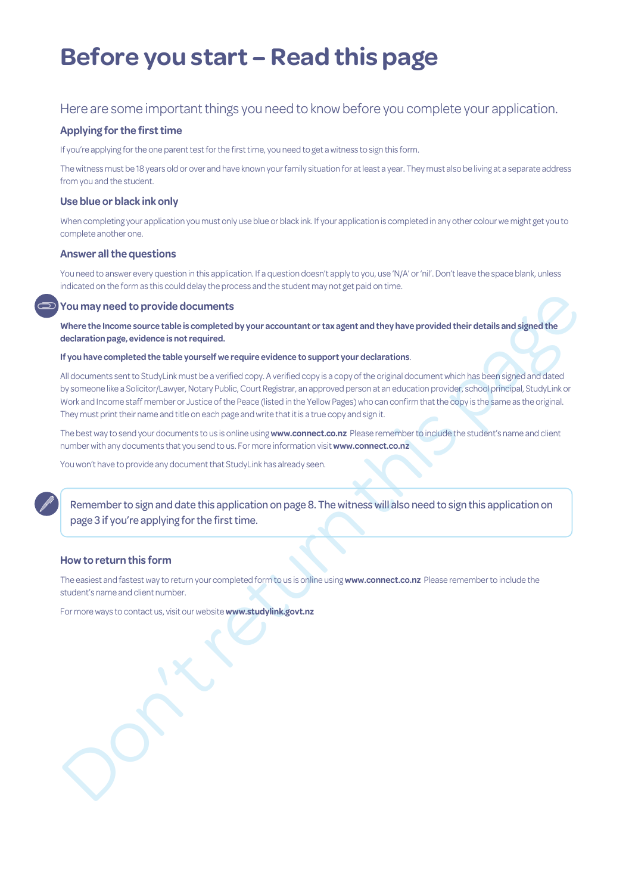# Before you start – Read this page

Here are some important things you need to know before you complete your application.

### Applying for the first time

If you're applying for the one parent test for the first time, you need to get a witness to sign this form.

The witness must be 18 years old or over and have known your family situation for at least a year. They must also be living at a separate address from you and the student.

### Use blue or black ink only

When completing your application you must only use blue or black ink. If your application is completed in any other colour we might get you to complete another one.

### Answer all the questions

You need to answer every question in this application. If a question doesn't apply to you, use 'N/A' or 'nil'. Don't leave the space blank, unless indicated on the form as this could delay the process and the student may not get paid on time.

### You may need to provide documents

**Where the Income source table is completed by your accountant or tax agent and they have provided their details and signed the declaration page, evidence is not required.**

**If you have completed the table yourself we require evidence to support your declarations**.

All documents sent to StudyLink must be a verified copy. A verified copy is a copy of the original document which has been signed and dated by someone like a Solicitor/Lawyer, Notary Public, Court Registrar, an approved person at an education provider, school principal, StudyLink or Work and Income staff member or Justice of the Peace (listed in the Yellow Pages) who can confirm that the copy is the same as the original. They must print their name and title on each page and write that it is a true copy and sign it.

The best way to send your documents to us is online using **www.connect.co.nz** Please remember to include the student's name and client number with any documents that you send to us. For more information visit **www.connect.co.nz**

You won't have to provide any document that StudyLink has already seen.

Remember to sign and date this application on page 8. The witness will also need to sign this application on page 3 if you're applying for the first time.

### How to return this form

The easiest and fastest way to return your completed form to us is online using **www.connect.co.nz** Please remember to include the student's name and client number.

For more ways to contact us, visit our website **www.studylink.govt.nz**

Don't return this page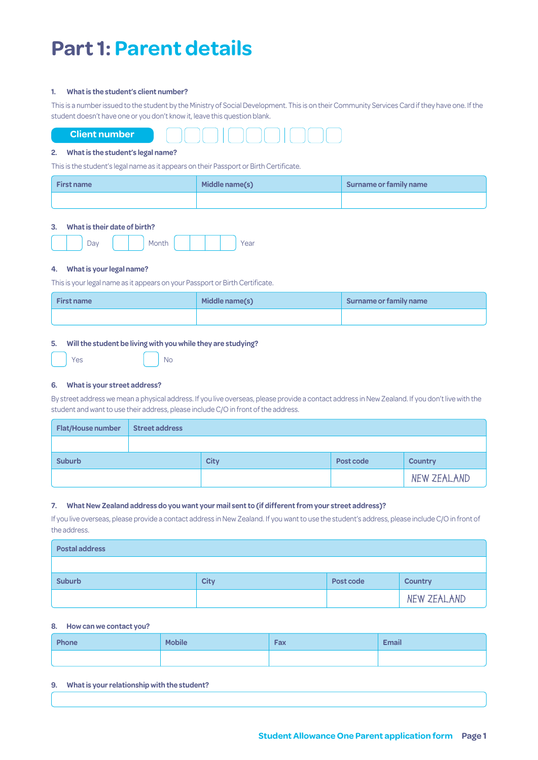# Part 1: Parent details

**1. What is the student's client number?**

This is a number issued to the student by the Ministry of Social Development. This is on their Community Services Card if they have one. If the student doesn't have one or you don't know it, leave this question blank.

**Client number** ☐☐☐ | ☐☐☐ | ☐☐☐

**2. What is the student's legal name?**

This is the student's legal name as it appears on their Passport or Birth Certificate.

| First name | Middle name(s) | Surname or family name |
|---|---|---|
| | | |

**3. What is their date of birth?**

☐☐ Day ☐☐ Month ☐☐☐☐ Year

**4. What is your legal name?**

This is your legal name as it appears on their Passport or Birth Certificate.

| First name | Middle name(s) | Surname or family name |
|---|---|---|
| | | |

**5. Will the student be living with you while they are studying?**

☐ Yes ☐ No

**6. What is your street address?**

By street address we mean a physical address. If you live overseas, please provide a contact address in New Zealand. If you don't live with the student and want to use their address, please include C/O in front of the address.

| Flat/House number | Street address |
|---|---|
| | |

| Suburb | City | Post code | Country |
|---|---|---|---|
| | | | NEW ZEALAND |

**7. What New Zealand address do you want your mail sent to (if different from your street address)?**

If you live overseas, please provide a contact address in New Zealand. If you want to use the student's address, please include C/O in front of the address.

| Postal address |
|---|
| |

| Suburb | City | Post code | Country |
|---|---|---|---|
| | | | NEW ZEALAND |

**8. How can we contact you?**

| Phone | Mobile | Fax | Email |
|---|---|---|---|
| | | | |

**9. What is your relationship with the student?**

| |
|---|
| |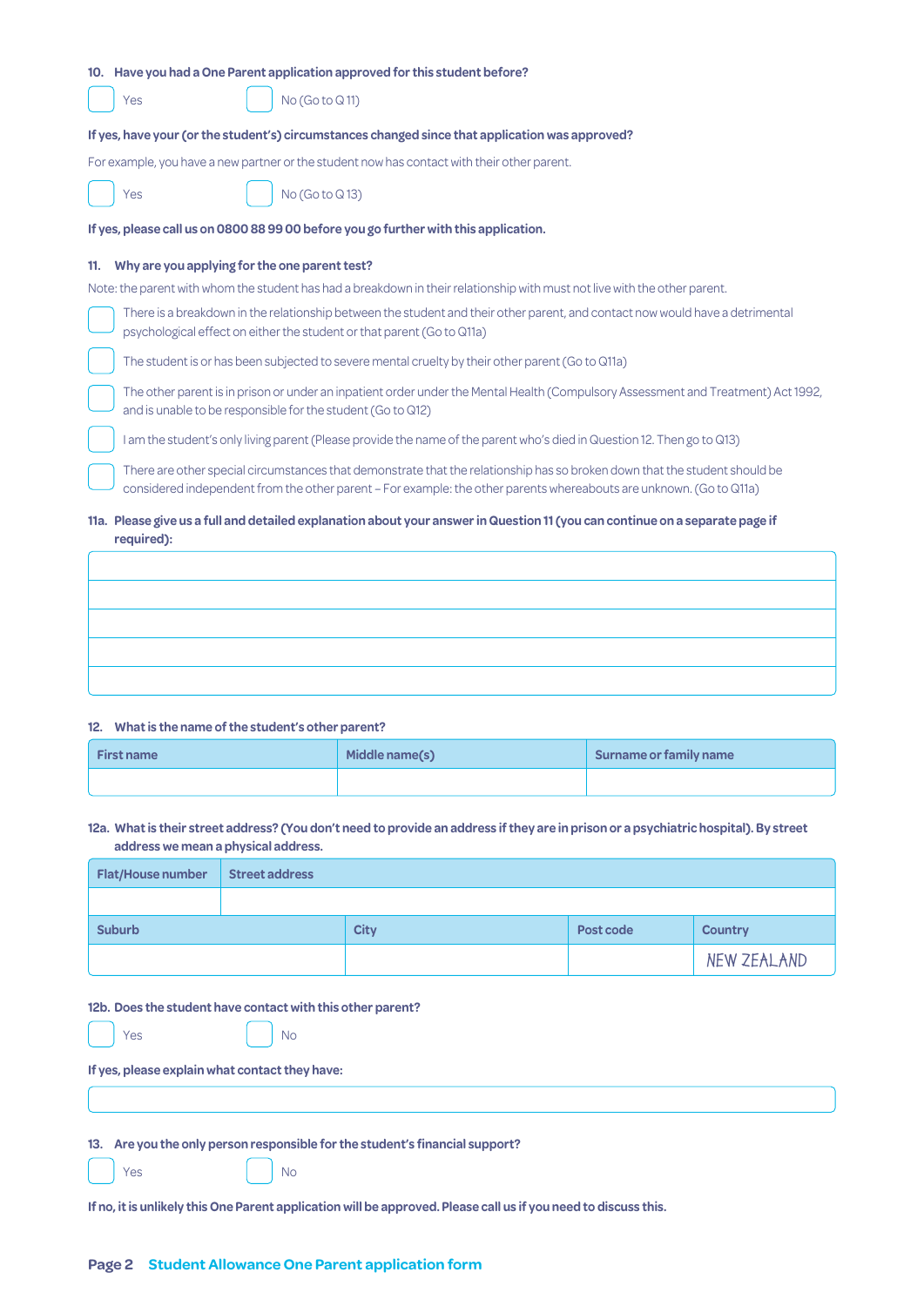**10. Have you had a One Parent application approved for this student before?**

☐ Yes ☐ No (Go to Q 11)

**If yes, have your (or the student's) circumstances changed since that application was approved?**

For example, you have a new partner or the student now has contact with their other parent.

☐ Yes ☐ No (Go to Q 13)

**If yes, please call us on 0800 88 99 00 before you go further with this application.**

**11. Why are you applying for the one parent test?**

Note: the parent with whom the student has had a breakdown in their relationship with must not live with the other parent.

☐ There is a breakdown in the relationship between the student and their other parent, and contact now would have a detrimental psychological effect on either the student or that parent (Go to Q11a)

☐ The student is or has been subjected to severe mental cruelty by their other parent (Go to Q11a)

☐ The other parent is in prison or under an inpatient order under the Mental Health (Compulsory Assessment and Treatment) Act 1992, and is unable to be responsible for the student (Go to Q12)

☐ I am the student's only living parent (Please provide the name of the parent who's died in Question 12. Then go to Q13)

☐ There are other special circumstances that demonstrate that the relationship has so broken down that the student should be considered independent from the other parent – For example: the other parents whereabouts are unknown. (Go to Q11a)

**11a. Please give us a full and detailed explanation about your answer in Question 11 (you can continue on a separate page if required):**

| |
|---|
| |
| |
| |
| |
| |

**12. What is the name of the student's other parent?**

| First name | Middle name(s) | Surname or family name |
|---|---|---|
| | | |

**12a. What is their street address? (You don't need to provide an address if they are in prison or a psychiatric hospital). By street address we mean a physical address.**

| Flat/House number | Street address | | |
|---|---|---|---|
| | | | |
| **Suburb** | **City** | **Post code** | **Country** |
| | | | NEW ZEALAND |

**12b. Does the student have contact with this other parent?**

☐ Yes ☐ No

**If yes, please explain what contact they have:**

| |
|---|
| |

**13. Are you the only person responsible for the student's financial support?**

☐ Yes ☐ No

**If no, it is unlikely this One Parent application will be approved. Please call us if you need to discuss this.**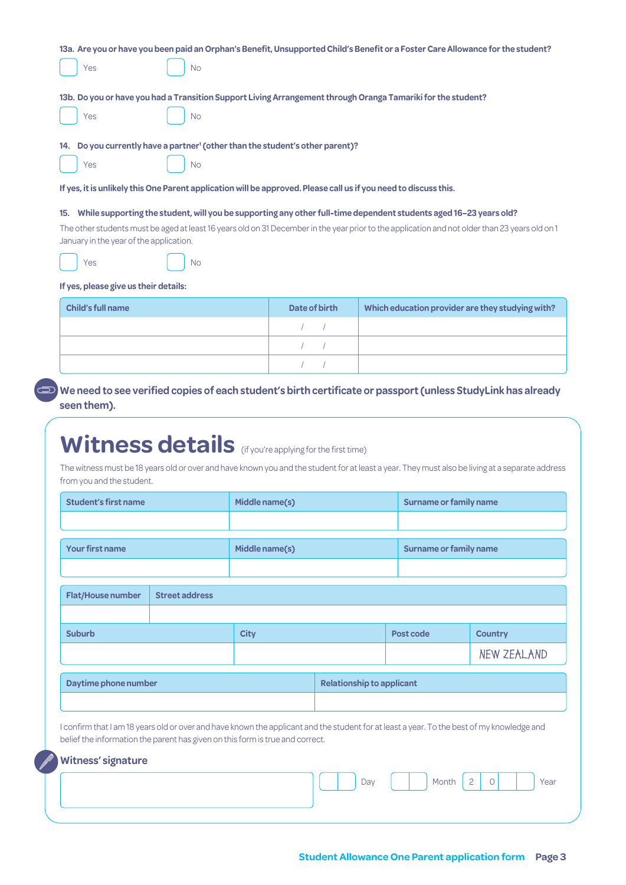**13a. Are you or have you been paid an Orphan's Benefit, Unsupported Child's Benefit or a Foster Care Allowance for the student?**

☐ Yes ☐ No

**13b. Do you or have you had a Transition Support Living Arrangement through Oranga Tamariki for the student?**

☐ Yes ☐ No

**14. Do you currently have a partner[1] (other than the student's other parent)?**

☐ Yes ☐ No

**If yes, it is unlikely this One Parent application will be approved. Please call us if you need to discuss this.**

**15. While supporting the student, will you be supporting any other full-time dependent students aged 16–23 years old?**

The other students must be aged at least 16 years old on 31 December in the year prior to the application and not older than 23 years old on 1 January in the year of the application.

☐ Yes ☐ No

**If yes, please give us their details:**

| Child's full name | Date of birth | Which education provider are they studying with? |
|---|---|---|
| | / / | |
| | / / | |
| | / / | |

**We need to see verified copies of each student's birth certificate or passport (unless StudyLink has already seen them).**

# Witness details (if you're applying for the first time)

The witness must be 18 years old or over and have known you and the student for at least a year. They must also be living at a separate address from you and the student.

| Student's first name | Middle name(s) | Surname or family name |
|---|---|---|
| | | |

| Your first name | Middle name(s) | Surname or family name |
|---|---|---|
| | | |

| Flat/House number | Street address |
|---|---|
| | |

| Suburb | City | Post code | Country |
|---|---|---|---|
| | | | NEW ZEALAND |

| Daytime phone number | Relationship to applicant |
|---|---|
| | |

I confirm that I am 18 years old or over and have known the applicant and the student for at least a year. To the best of my knowledge and belief the information the parent has given on this form is true and correct.

**Witness' signature**

Day ☐☐ Month ☐☐ Year 2 0 ☐☐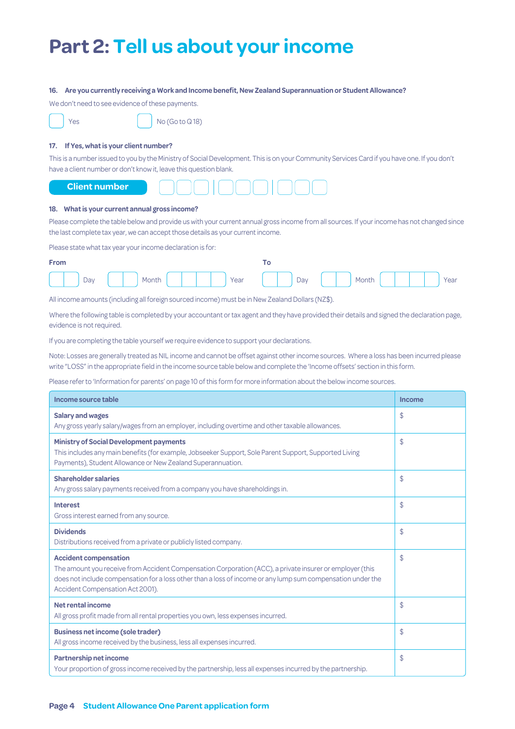# Part 2: Tell us about your income

**16. Are you currently receiving a Work and Income benefit, New Zealand Superannuation or Student Allowance?**

We don't need to see evidence of these payments.

☐ Yes ☐ No (Go to Q 18)

**17. If Yes, what is your client number?**

This is a number issued to you by the Ministry of Social Development. This is on your Community Services Card if you have one. If you don't have a client number or don't know it, leave this question blank.

**Client number** ☐☐☐ | ☐☐☐ | ☐☐☐

**18. What is your current annual gross income?**

Please complete the table below and provide us with your current annual gross income from all sources. If your income has not changed since the last complete tax year, we can accept those details as your current income.

Please state what tax year your income declaration is for:

**From** ☐☐ Day ☐☐ Month ☐☐☐☐ Year **To** ☐☐ Day ☐☐ Month ☐☐☐☐ Year

All income amounts (including all foreign sourced income) must be in New Zealand Dollars (NZ$).

Where the following table is completed by your accountant or tax agent and they have provided their details and signed the declaration page, evidence is not required.

If you are completing the table yourself we require evidence to support your declarations.

Note: Losses are generally treated as NIL income and cannot be offset against other income sources. Where a loss has been incurred please write "LOSS" in the appropriate field in the income source table below and complete the 'Income offsets' section in this form.

Please refer to 'Information for parents' on page 10 of this form for more information about the below income sources.

| Income source table | Income |
|---|---|
| **Salary and wages**<br>Any gross yearly salary/wages from an employer, including overtime and other taxable allowances. | $ |
| **Ministry of Social Development payments**<br>This includes any main benefits (for example, Jobseeker Support, Sole Parent Support, Supported Living Payments), Student Allowance or New Zealand Superannuation. | $ |
| **Shareholder salaries**<br>Any gross salary payments received from a company you have shareholdings in. | $ |
| **Interest**<br>Gross interest earned from any source. | $ |
| **Dividends**<br>Distributions received from a private or publicly listed company. | $ |
| **Accident compensation**<br>The amount you receive from Accident Compensation Corporation (ACC), a private insurer or employer (this does not include compensation for a loss other than a loss of income or any lump sum compensation under the Accident Compensation Act 2001). | $ |
| **Net rental income**<br>All gross profit made from all rental properties you own, less expenses incurred. | $ |
| **Business net income (sole trader)**<br>All gross income received by the business, less all expenses incurred. | $ |
| **Partnership net income**<br>Your proportion of gross income received by the partnership, less all expenses incurred by the partnership. | $ |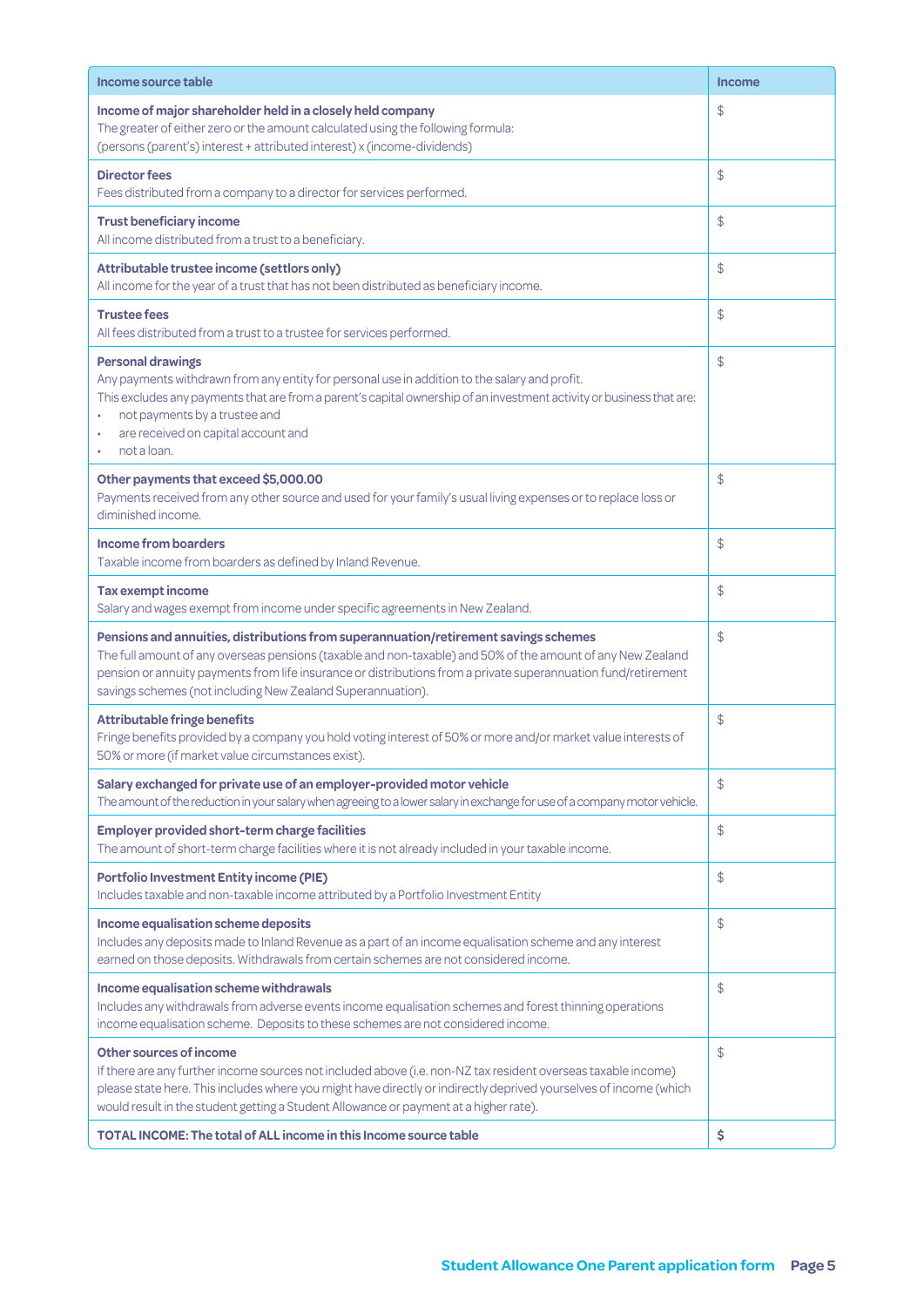| Income source table | Income |
|---|---|
| **Income of major shareholder held in a closely held company**<br>The greater of either zero or the amount calculated using the following formula:<br>(persons (parent's) interest + attributed interest) x (income-dividends) | $ |
| **Director fees**<br>Fees distributed from a company to a director for services performed. | $ |
| **Trust beneficiary income**<br>All income distributed from a trust to a beneficiary. | $ |
| **Attributable trustee income (settlors only)**<br>All income for the year of a trust that has not been distributed as beneficiary income. | $ |
| **Trustee fees**<br>All fees distributed from a trust to a trustee for services performed. | $ |
| **Personal drawings**<br>Any payments withdrawn from any entity for personal use in addition to the salary and profit.<br>This excludes any payments that are from a parent's capital ownership of an investment activity or business that are:<br>• not payments by a trustee and<br>• are received on capital account and<br>• not a loan. | $ |
| **Other payments that exceed $5,000.00**<br>Payments received from any other source and used for your family's usual living expenses or to replace loss or diminished income. | $ |
| **Income from boarders**<br>Taxable income from boarders as defined by Inland Revenue. | $ |
| **Tax exempt income**<br>Salary and wages exempt from income under specific agreements in New Zealand. | $ |
| **Pensions and annuities, distributions from superannuation/retirement savings schemes**<br>The full amount of any overseas pensions (taxable and non-taxable) and 50% of the amount of any New Zealand pension or annuity payments from life insurance or distributions from a private superannuation fund/retirement savings schemes (not including New Zealand Superannuation). | $ |
| **Attributable fringe benefits**<br>Fringe benefits provided by a company you hold voting interest of 50% or more and/or market value interests of 50% or more (if market value circumstances exist). | $ |
| **Salary exchanged for private use of an employer-provided motor vehicle**<br>The amount of the reduction in your salary when agreeing to a lower salary in exchange for use of a company motor vehicle. | $ |
| **Employer provided short-term charge facilities**<br>The amount of short-term charge facilities where it is not already included in your taxable income. | $ |
| **Portfolio Investment Entity income (PIE)**<br>Includes taxable and non-taxable income attributed by a Portfolio Investment Entity | $ |
| **Income equalisation scheme deposits**<br>Includes any deposits made to Inland Revenue as a part of an income equalisation scheme and any interest earned on those deposits. Withdrawals from certain schemes are not considered income. | $ |
| **Income equalisation scheme withdrawals**<br>Includes any withdrawals from adverse events income equalisation schemes and forest thinning operations income equalisation scheme. Deposits to these schemes are not considered income. | $ |
| **Other sources of income**<br>If there are any further income sources not included above (i.e. non-NZ tax resident overseas taxable income) please state here. This includes where you might have directly or indirectly deprived yourselves of income (which would result in the student getting a Student Allowance or payment at a higher rate). | $ |
| **TOTAL INCOME: The total of ALL income in this Income source table** | **$** |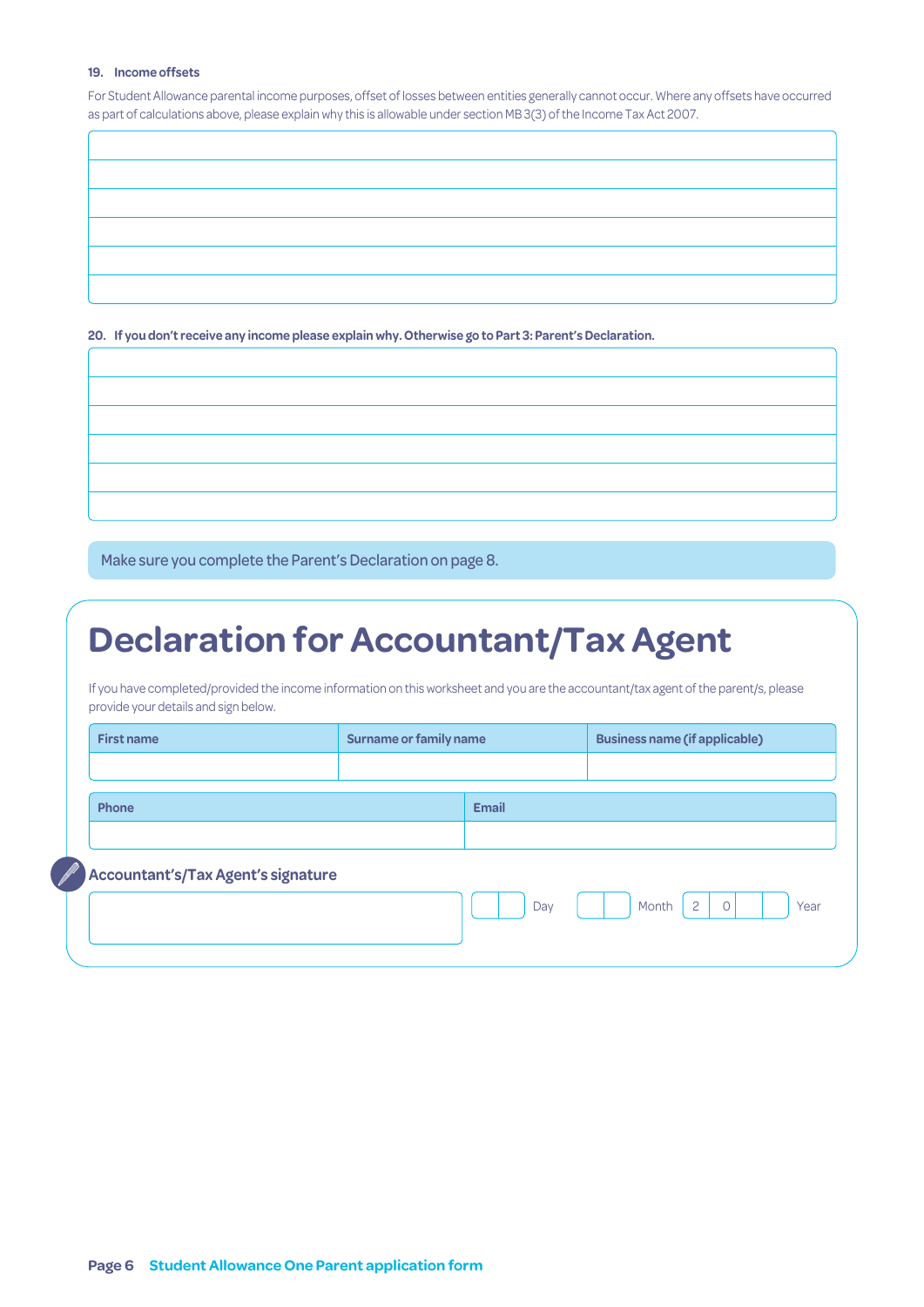**19. Income offsets**

For Student Allowance parental income purposes, offset of losses between entities generally cannot occur. Where any offsets have occurred as part of calculations above, please explain why this is allowable under section MB 3(3) of the Income Tax Act 2007.

**20. If you don't receive any income please explain why. Otherwise go to Part 3: Parent's Declaration.**

Make sure you complete the Parent's Declaration on page 8.

# Declaration for Accountant/Tax Agent

If you have completed/provided the income information on this worksheet and you are the accountant/tax agent of the parent/s, please provide your details and sign below.

| First name | Surname or family name | Business name (if applicable) |
|---|---|---|
| | | |

| Phone | Email |
|---|---|
| | |

**Accountant's/Tax Agent's signature**

Day | Month | 2 0 | Year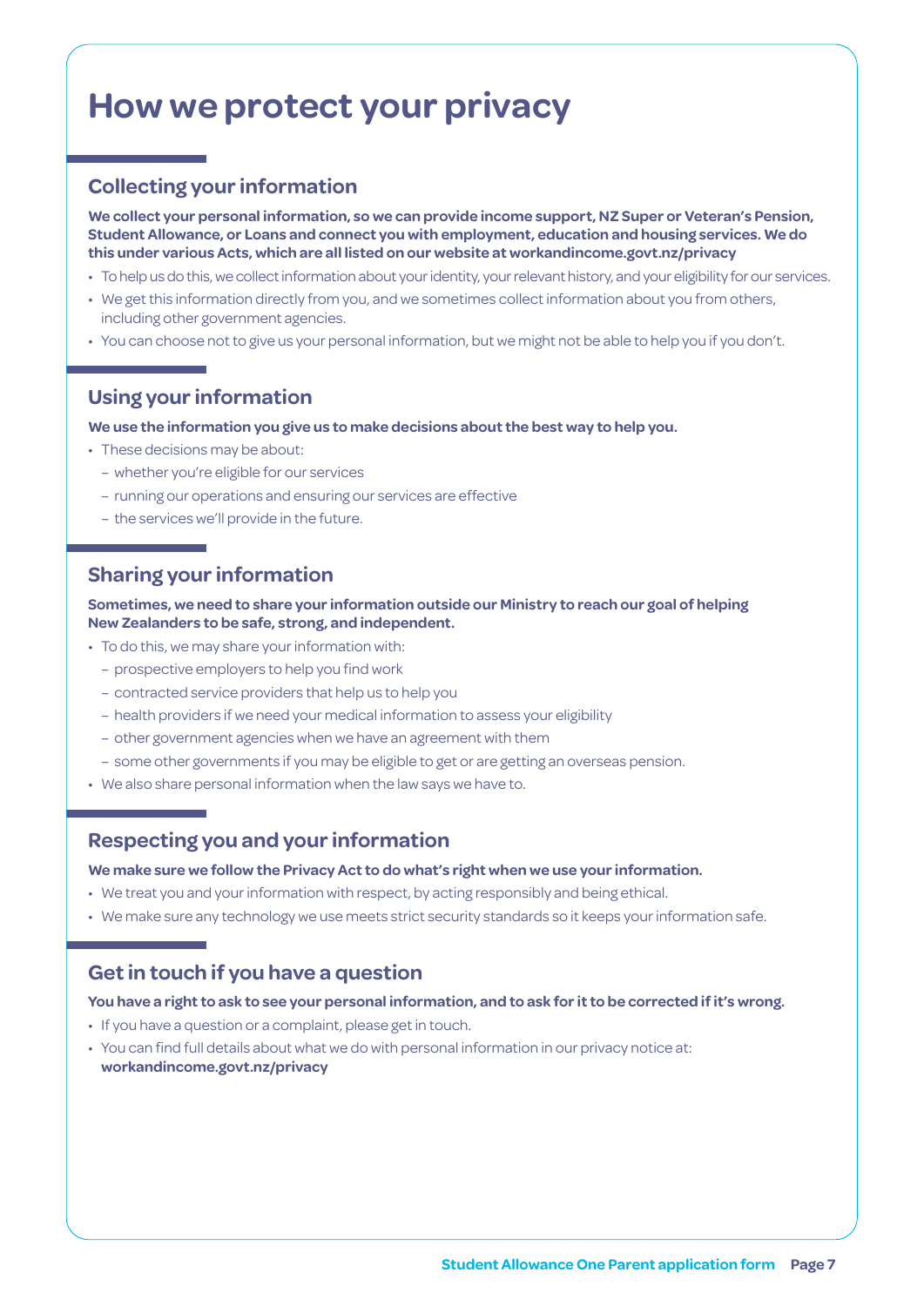# How we protect your privacy

## Collecting your information

**We collect your personal information, so we can provide income support, NZ Super or Veteran's Pension, Student Allowance, or Loans and connect you with employment, education and housing services. We do this under various Acts, which are all listed on our website at workandincome.govt.nz/privacy**

- To help us do this, we collect information about your identity, your relevant history, and your eligibility for our services.
- We get this information directly from you, and we sometimes collect information about you from others, including other government agencies.
- You can choose not to give us your personal information, but we might not be able to help you if you don't.

## Using your information

**We use the information you give us to make decisions about the best way to help you.**

- These decisions may be about:
  - whether you're eligible for our services
  - running our operations and ensuring our services are effective
  - the services we'll provide in the future.

## Sharing your information

**Sometimes, we need to share your information outside our Ministry to reach our goal of helping New Zealanders to be safe, strong, and independent.**

- To do this, we may share your information with:
  - prospective employers to help you find work
  - contracted service providers that help us to help you
  - health providers if we need your medical information to assess your eligibility
  - other government agencies when we have an agreement with them
  - some other governments if you may be eligible to get or are getting an overseas pension.
- We also share personal information when the law says we have to.

## Respecting you and your information

**We make sure we follow the Privacy Act to do what's right when we use your information.**

- We treat you and your information with respect, by acting responsibly and being ethical.
- We make sure any technology we use meets strict security standards so it keeps your information safe.

## Get in touch if you have a question

**You have a right to ask to see your personal information, and to ask for it to be corrected if it's wrong.**

- If you have a question or a complaint, please get in touch.
- You can find full details about what we do with personal information in our privacy notice at: **workandincome.govt.nz/privacy**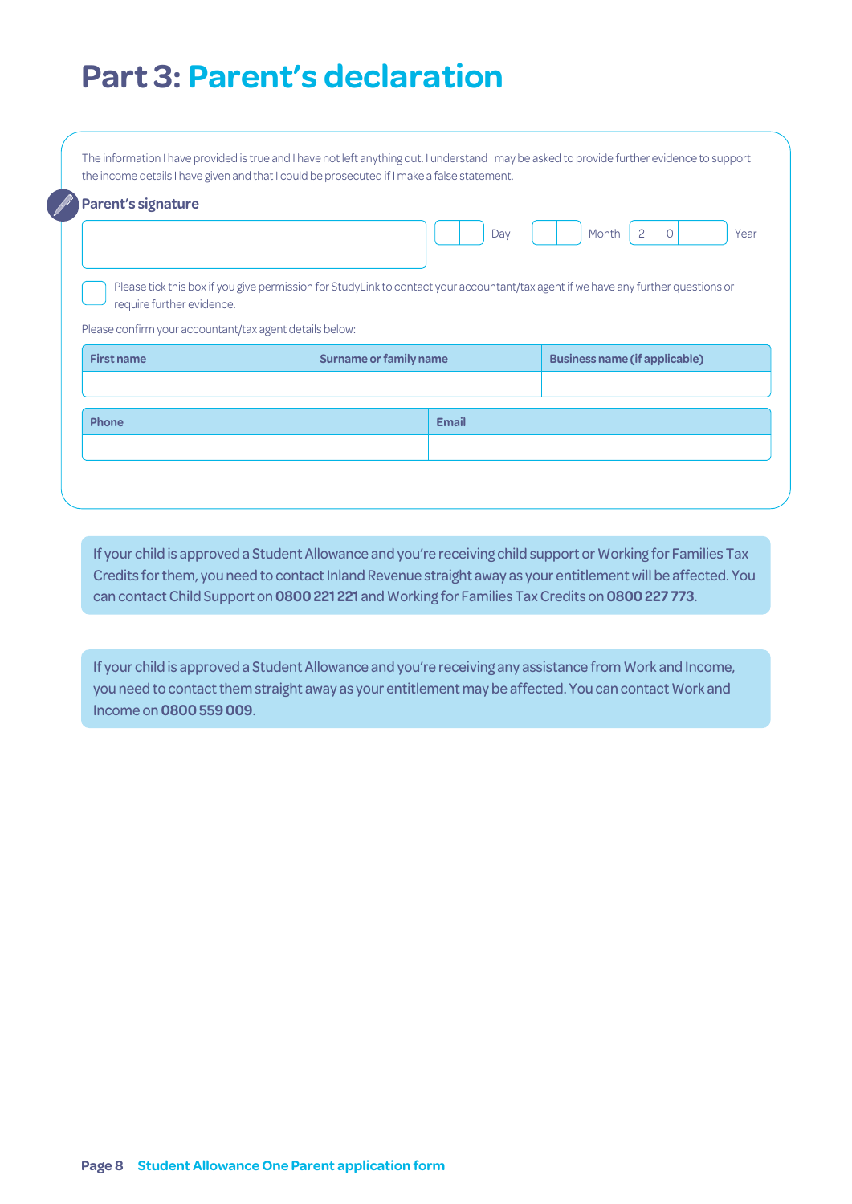# Part 3: Parent's declaration

The information I have provided is true and I have not left anything out. I understand I may be asked to provide further evidence to support the income details I have given and that I could be prosecuted if I make a false statement.

**Parent's signature**

Day | Month | 2 0 | Year

☐ Please tick this box if you give permission for StudyLink to contact your accountant/tax agent if we have any further questions or require further evidence.

Please confirm your accountant/tax agent details below:

| First name | Surname or family name | Business name (if applicable) |
| --- | --- | --- |
| | | |

| Phone | Email |
| --- | --- |
| | |

If your child is approved a Student Allowance and you're receiving child support or Working for Families Tax Credits for them, you need to contact Inland Revenue straight away as your entitlement will be affected. You can contact Child Support on **0800 221 221** and Working for Families Tax Credits on **0800 227 773**.

If your child is approved a Student Allowance and you're receiving any assistance from Work and Income, you need to contact them straight away as your entitlement may be affected. You can contact Work and Income on **0800 559 009**.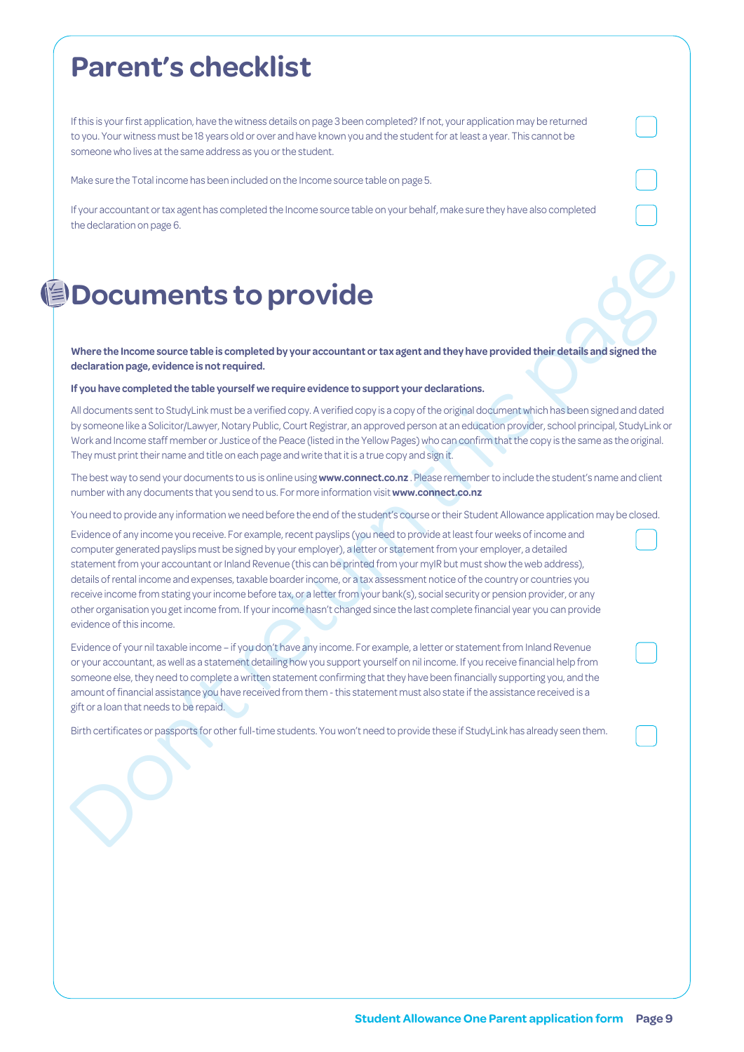# Parent's checklist

- [ ] If this is your first application, have the witness details on page 3 been completed? If not, your application may be returned to you. Your witness must be 18 years old or over and have known you and the student for at least a year. This cannot be someone who lives at the same address as you or the student.
- [ ] Make sure the Total income has been included on the Income source table on page 5.
- [ ] If your accountant or tax agent has completed the Income source table on your behalf, make sure they have also completed the declaration on page 6.

# Documents to provide

**Where the Income source table is completed by your accountant or tax agent and they have provided their details and signed the declaration page, evidence is not required.**

**If you have completed the table yourself we require evidence to support your declarations.**

All documents sent to StudyLink must be a verified copy. A verified copy is a copy of the original document which has been signed and dated by someone like a Solicitor/Lawyer, Notary Public, Court Registrar, an approved person at an education provider, school principal, StudyLink or Work and Income staff member or Justice of the Peace (listed in the Yellow Pages) who can confirm that the copy is the same as the original. They must print their name and title on each page and write that it is a true copy and sign it.

The best way to send your documents to us is online using **www.connect.co.nz** . Please remember to include the student's name and client number with any documents that you send to us. For more information visit **www.connect.co.nz**

You need to provide any information we need before the end of the student's course or their Student Allowance application may be closed.

- [ ] Evidence of any income you receive. For example, recent payslips (you need to provide at least four weeks of income and computer generated payslips must be signed by your employer), a letter or statement from your employer, a detailed statement from your accountant or Inland Revenue (this can be printed from your myIR but must show the web address), details of rental income and expenses, taxable boarder income, or a tax assessment notice of the country or countries you receive income from stating your income before tax, or a letter from your bank(s), social security or pension provider, or any other organisation you get income from. If your income hasn't changed since the last complete financial year you can provide evidence of this income.
- [ ] Evidence of your nil taxable income – if you don't have any income. For example, a letter or statement from Inland Revenue or your accountant, as well as a statement detailing how you support yourself on nil income. If you receive financial help from someone else, they need to complete a written statement confirming that they have been financially supporting you, and the amount of financial assistance you have received from them - this statement must also state if the assistance received is a gift or a loan that needs to be repaid.
- [ ] Birth certificates or passports for other full-time students. You won't need to provide these if StudyLink has already seen them.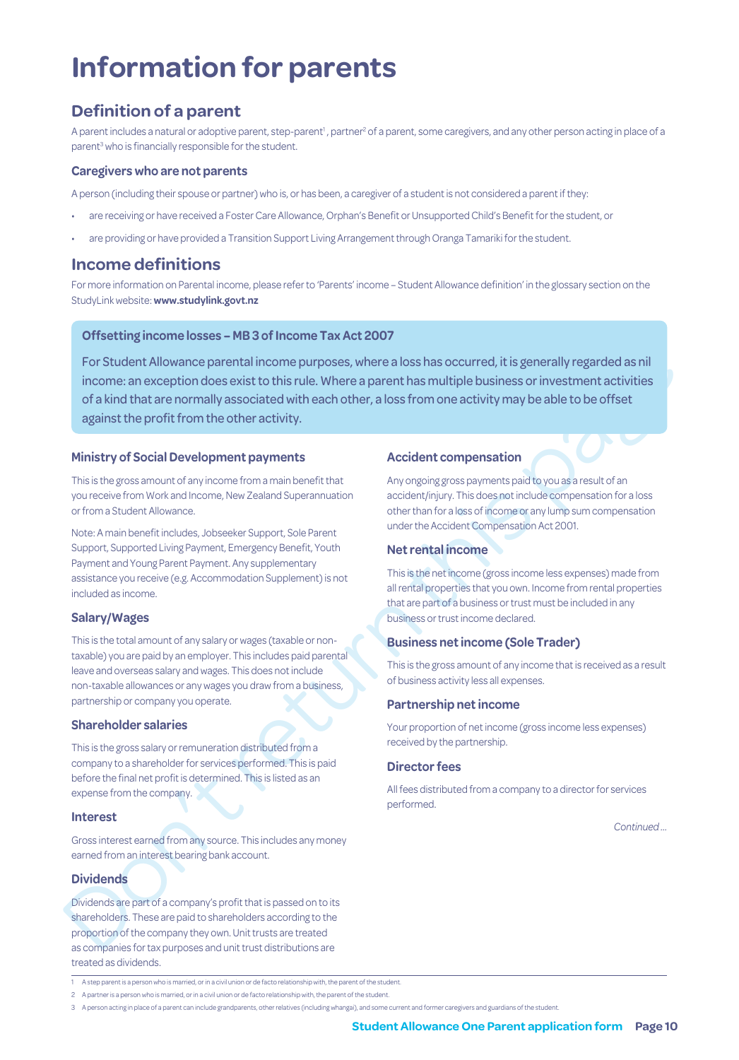# Information for parents

## Definition of a parent

A parent includes a natural or adoptive parent, step-parent[1], partner[2] of a parent, some caregivers, and any other person acting in place of a parent[3] who is financially responsible for the student.

### Caregivers who are not parents

A person (including their spouse or partner) who is, or has been, a caregiver of a student is not considered a parent if they:

- are receiving or have received a Foster Care Allowance, Orphan's Benefit or Unsupported Child's Benefit for the student, or
- are providing or have provided a Transition Support Living Arrangement through Oranga Tamariki for the student.

## Income definitions

For more information on Parental income, please refer to 'Parents' income – Student Allowance definition' in the glossary section on the StudyLink website: **www.studylink.govt.nz**

> **Offsetting income losses – MB 3 of Income Tax Act 2007**
>
> For Student Allowance parental income purposes, where a loss has occurred, it is generally regarded as nil income: an exception does exist to this rule. Where a parent has multiple business or investment activities of a kind that are normally associated with each other, a loss from one activity may be able to be offset against the profit from the other activity.

### Ministry of Social Development payments

This is the gross amount of any income from a main benefit that you receive from Work and Income, New Zealand Superannuation or from a Student Allowance.

Note: A main benefit includes, Jobseeker Support, Sole Parent Support, Supported Living Payment, Emergency Benefit, Youth Payment and Young Parent Payment. Any supplementary assistance you receive (e.g. Accommodation Supplement) is not included as income.

### Salary/Wages

This is the total amount of any salary or wages (taxable or non-taxable) you are paid by an employer. This includes paid parental leave and overseas salary and wages. This does not include non-taxable allowances or any wages you draw from a business, partnership or company you operate.

### Shareholder salaries

This is the gross salary or remuneration distributed from a company to a shareholder for services performed. This is paid before the final net profit is determined. This is listed as an expense from the company.

### Interest

Gross interest earned from any source. This includes any money earned from an interest bearing bank account.

### Dividends

Dividends are part of a company's profit that is passed on to its shareholders. These are paid to shareholders according to the proportion of the company they own. Unit trusts are treated as companies for tax purposes and unit trust distributions are treated as dividends.

### Accident compensation

Any ongoing gross payments paid to you as a result of an accident/injury. This does not include compensation for a loss other than for a loss of income or any lump sum compensation under the Accident Compensation Act 2001.

### Net rental income

This is the net income (gross income less expenses) made from all rental properties that you own. Income from rental properties that are part of a business or trust must be included in any business or trust income declared.

### Business net income (Sole Trader)

This is the gross amount of any income that is received as a result of business activity less all expenses.

### Partnership net income

Your proportion of net income (gross income less expenses) received by the partnership.

### Director fees

All fees distributed from a company to a director for services performed.

*Continued ...*

---

1 A step parent is a person who is married, or in a civil union or de facto relationship with, the parent of the student.

2 A partner is a person who is married, or in a civil union or de facto relationship with, the parent of the student.

3 A person acting in place of a parent can include grandparents, other relatives (including whangai), and some current and former caregivers and guardians of the student.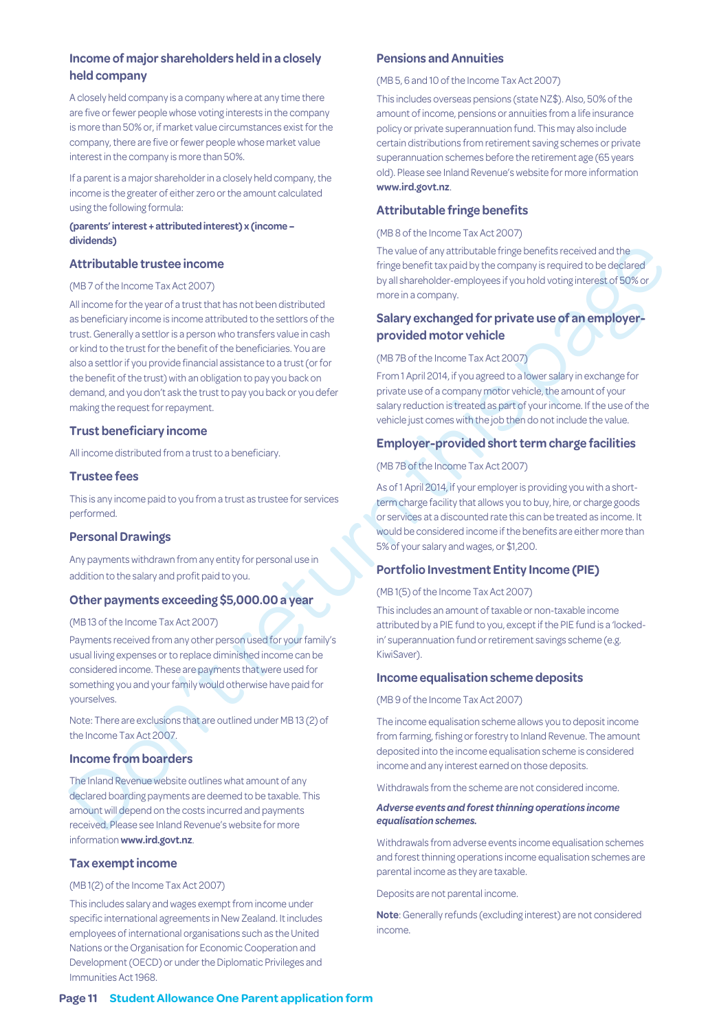## Income of major shareholders held in a closely held company

A closely held company is a company where at any time there are five or fewer people whose voting interests in the company is more than 50% or, if market value circumstances exist for the company, there are five or fewer people whose market value interest in the company is more than 50%.

If a parent is a major shareholder in a closely held company, the income is the greater of either zero or the amount calculated using the following formula:

**(parents' interest + attributed interest) x (income – dividends)**

## Attributable trustee income

(MB 7 of the Income Tax Act 2007)

All income for the year of a trust that has not been distributed as beneficiary income is income attributed to the settlors of the trust. Generally a settlor is a person who transfers value in cash or kind to the trust for the benefit of the beneficiaries. You are also a settlor if you provide financial assistance to a trust (or for the benefit of the trust) with an obligation to pay you back on demand, and you don't ask the trust to pay you back or you defer making the request for repayment.

## Trust beneficiary income

All income distributed from a trust to a beneficiary.

## Trustee fees

This is any income paid to you from a trust as trustee for services performed.

## Personal Drawings

Any payments withdrawn from any entity for personal use in addition to the salary and profit paid to you.

## Other payments exceeding $5,000.00 a year

(MB 13 of the Income Tax Act 2007)

Payments received from any other person used for your family's usual living expenses or to replace diminished income can be considered income. These are payments that were used for something you and your family would otherwise have paid for yourselves.

Note: There are exclusions that are outlined under MB 13 (2) of the Income Tax Act 2007.

## Income from boarders

The Inland Revenue website outlines what amount of any declared boarding payments are deemed to be taxable. This amount will depend on the costs incurred and payments received. Please see Inland Revenue's website for more information **www.ird.govt.nz**.

## Tax exempt income

(MB 1(2) of the Income Tax Act 2007)

This includes salary and wages exempt from income under specific international agreements in New Zealand. It includes employees of international organisations such as the United Nations or the Organisation for Economic Cooperation and Development (OECD) or under the Diplomatic Privileges and Immunities Act 1968.

## Pensions and Annuities

(MB 5, 6 and 10 of the Income Tax Act 2007)

This includes overseas pensions (state NZ$). Also, 50% of the amount of income, pensions or annuities from a life insurance policy or private superannuation fund. This may also include certain distributions from retirement saving schemes or private superannuation schemes before the retirement age (65 years old). Please see Inland Revenue's website for more information **www.ird.govt.nz**.

## Attributable fringe benefits

(MB 8 of the Income Tax Act 2007)

The value of any attributable fringe benefits received and the fringe benefit tax paid by the company is required to be declared by all shareholder-employees if you hold voting interest of 50% or more in a company.

## Salary exchanged for private use of an employer-provided motor vehicle

(MB 7B of the Income Tax Act 2007)

From 1 April 2014, if you agreed to a lower salary in exchange for private use of a company motor vehicle, the amount of your salary reduction is treated as part of your income. If the use of the vehicle just comes with the job then do not include the value.

## Employer-provided short term charge facilities

(MB 7B of the Income Tax Act 2007)

As of 1 April 2014, if your employer is providing you with a short-term charge facility that allows you to buy, hire, or charge goods or services at a discounted rate this can be treated as income. It would be considered income if the benefits are either more than 5% of your salary and wages, or $1,200.

## Portfolio Investment Entity Income (PIE)

(MB 1(5) of the Income Tax Act 2007)

This includes an amount of taxable or non-taxable income attributed by a PIE fund to you, except if the PIE fund is a 'locked-in' superannuation fund or retirement savings scheme (e.g. KiwiSaver).

## Income equalisation scheme deposits

(MB 9 of the Income Tax Act 2007)

The income equalisation scheme allows you to deposit income from farming, fishing or forestry to Inland Revenue. The amount deposited into the income equalisation scheme is considered income and any interest earned on those deposits.

Withdrawals from the scheme are not considered income.

***Adverse events and forest thinning operations income equalisation schemes.***

Withdrawals from adverse events income equalisation schemes and forest thinning operations income equalisation schemes are parental income as they are taxable.

Deposits are not parental income.

**Note**: Generally refunds (excluding interest) are not considered income.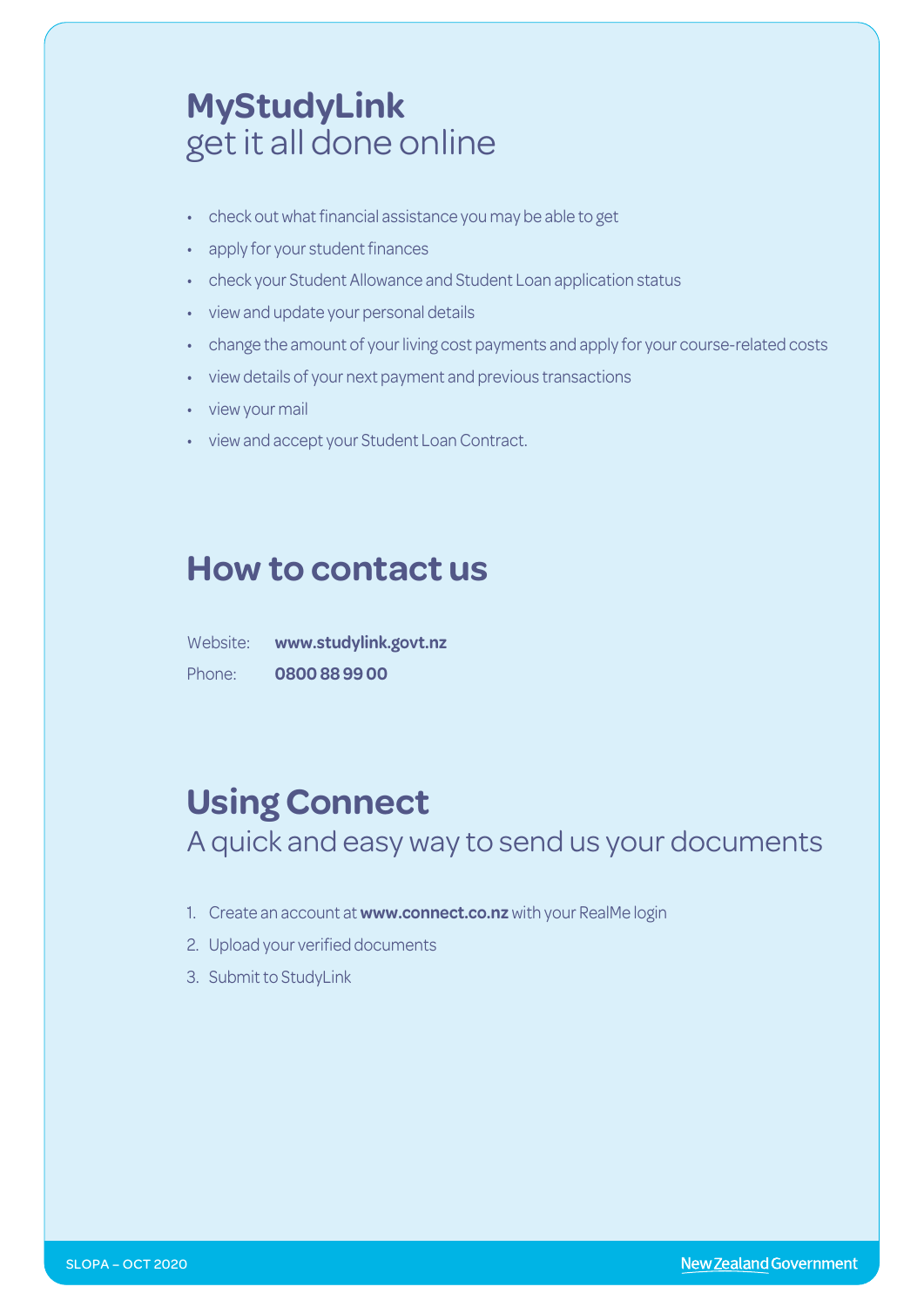## MyStudyLink
get it all done online

- check out what financial assistance you may be able to get
- apply for your student finances
- check your Student Allowance and Student Loan application status
- view and update your personal details
- change the amount of your living cost payments and apply for your course-related costs
- view details of your next payment and previous transactions
- view your mail
- view and accept your Student Loan Contract.

## How to contact us

Website: **www.studylink.govt.nz**

Phone: **0800 88 99 00**

## Using Connect
A quick and easy way to send us your documents

1. Create an account at **www.connect.co.nz** with your RealMe login
2. Upload your verified documents
3. Submit to StudyLink

SLOPA – OCT 2020

New Zealand Government